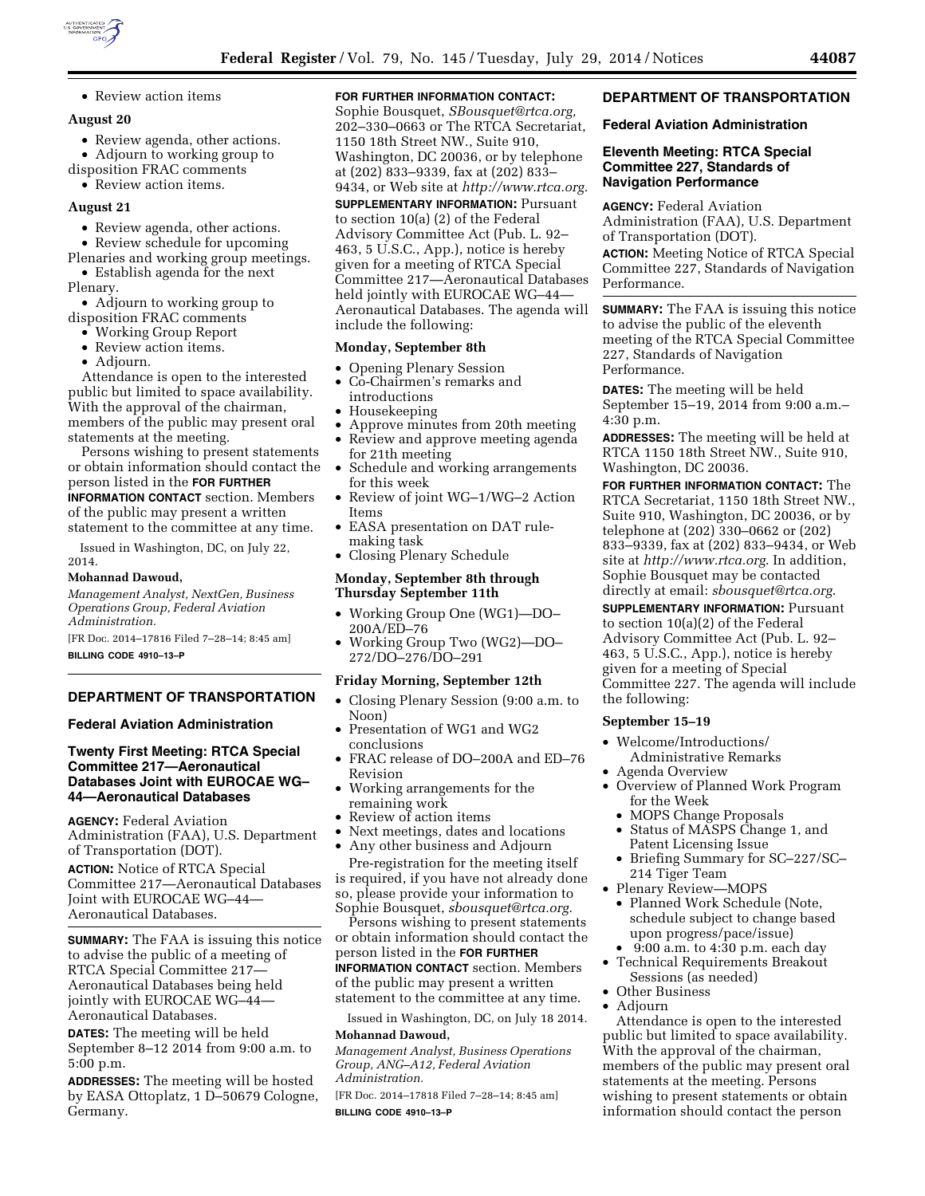- Review action items

**August 20**

- Review agenda, other actions.
- Adjourn to working group to disposition FRAC comments
- Review action items.

**August 21**

- Review agenda, other actions.
- Review schedule for upcoming Plenaries and working group meetings.
- Establish agenda for the next Plenary.
- Adjourn to working group to disposition FRAC comments
- Working Group Report
- Review action items.
- Adjourn.

Attendance is open to the interested public but limited to space availability. With the approval of the chairman, members of the public may present oral statements at the meeting.

Persons wishing to present statements or obtain information should contact the person listed in the **FOR FURTHER INFORMATION CONTACT** section. Members of the public may present a written statement to the committee at any time.

Issued in Washington, DC, on July 22, 2014.

**Mohannad Dawoud,**

*Management Analyst, NextGen, Business Operations Group, Federal Aviation Administration.*

[FR Doc. 2014–17816 Filed 7–28–14; 8:45 am]

**BILLING CODE 4910–13–P**

---

## DEPARTMENT OF TRANSPORTATION

### Federal Aviation Administration

### Twenty First Meeting: RTCA Special Committee 217—Aeronautical Databases Joint with EUROCAE WG–44—Aeronautical Databases

**AGENCY:** Federal Aviation Administration (FAA), U.S. Department of Transportation (DOT).

**ACTION:** Notice of RTCA Special Committee 217—Aeronautical Databases Joint with EUROCAE WG–44—Aeronautical Databases.

**SUMMARY:** The FAA is issuing this notice to advise the public of a meeting of RTCA Special Committee 217—Aeronautical Databases being held jointly with EUROCAE WG–44—Aeronautical Databases.

**DATES:** The meeting will be held September 8–12 2014 from 9:00 a.m. to 5:00 p.m.

**ADDRESSES:** The meeting will be hosted by EASA Ottoplatz, 1 D–50679 Cologne, Germany.

**FOR FURTHER INFORMATION CONTACT:** Sophie Bousquet, *SBousquet@rtca.org,* 202–330–0663 or The RTCA Secretariat, 1150 18th Street NW., Suite 910, Washington, DC 20036, or by telephone at (202) 833–9339, fax at (202) 833–9434, or Web site at *http://www.rtca.org.*

**SUPPLEMENTARY INFORMATION:** Pursuant to section 10(a) (2) of the Federal Advisory Committee Act (Pub. L. 92–463, 5 U.S.C., App.), notice is hereby given for a meeting of RTCA Special Committee 217—Aeronautical Databases held jointly with EUROCAE WG–44—Aeronautical Databases. The agenda will include the following:

**Monday, September 8th**

- Opening Plenary Session
- Co-Chairmen's remarks and introductions
- Housekeeping
- Approve minutes from 20th meeting
- Review and approve meeting agenda for 21th meeting
- Schedule and working arrangements for this week
- Review of joint WG–1/WG–2 Action Items
- EASA presentation on DAT rule-making task
- Closing Plenary Schedule

**Monday, September 8th through Thursday September 11th**

- Working Group One (WG1)—DO–200A/ED–76
- Working Group Two (WG2)—DO–272/DO–276/DO–291

**Friday Morning, September 12th**

- Closing Plenary Session (9:00 a.m. to Noon)
- Presentation of WG1 and WG2 conclusions
- FRAC release of DO–200A and ED–76 Revision
- Working arrangements for the remaining work
- Review of action items
- Next meetings, dates and locations
- Any other business and Adjourn

Pre-registration for the meeting itself is required, if you have not already done so, please provide your information to Sophie Bousquet, *sbousquet@rtca.org.*

Persons wishing to present statements or obtain information should contact the person listed in the **FOR FURTHER INFORMATION CONTACT** section. Members of the public may present a written statement to the committee at any time.

Issued in Washington, DC, on July 18 2014.

**Mohannad Dawoud,**

*Management Analyst, Business Operations Group, ANG–A12, Federal Aviation Administration.*

[FR Doc. 2014–17818 Filed 7–28–14; 8:45 am]

**BILLING CODE 4910–13–P**

---

## DEPARTMENT OF TRANSPORTATION

### Federal Aviation Administration

### Eleventh Meeting: RTCA Special Committee 227, Standards of Navigation Performance

**AGENCY:** Federal Aviation Administration (FAA), U.S. Department of Transportation (DOT).

**ACTION:** Meeting Notice of RTCA Special Committee 227, Standards of Navigation Performance.

**SUMMARY:** The FAA is issuing this notice to advise the public of the eleventh meeting of the RTCA Special Committee 227, Standards of Navigation Performance.

**DATES:** The meeting will be held September 15–19, 2014 from 9:00 a.m.–4:30 p.m.

**ADDRESSES:** The meeting will be held at RTCA 1150 18th Street NW., Suite 910, Washington, DC 20036.

**FOR FURTHER INFORMATION CONTACT:** The RTCA Secretariat, 1150 18th Street NW., Suite 910, Washington, DC 20036, or by telephone at (202) 330–0662 or (202) 833–9339, fax at (202) 833–9434, or Web site at *http://www.rtca.org.* In addition, Sophie Bousquet may be contacted directly at email: *sbousquet@rtca.org.*

**SUPPLEMENTARY INFORMATION:** Pursuant to section 10(a)(2) of the Federal Advisory Committee Act (Pub. L. 92–463, 5 U.S.C., App.), notice is hereby given for a meeting of Special Committee 227. The agenda will include the following:

**September 15–19**

- Welcome/Introductions/ Administrative Remarks
- Agenda Overview
- Overview of Planned Work Program for the Week
  - MOPS Change Proposals
  - Status of MASPS Change 1, and Patent Licensing Issue
  - Briefing Summary for SC–227/SC–214 Tiger Team
- Plenary Review—MOPS
  - Planned Work Schedule (Note, schedule subject to change based upon progress/pace/issue)
  - 9:00 a.m. to 4:30 p.m. each day
- Technical Requirements Breakout Sessions (as needed)
- Other Business
- Adjourn

Attendance is open to the interested public but limited to space availability. With the approval of the chairman, members of the public may present oral statements at the meeting. Persons wishing to present statements or obtain information should contact the person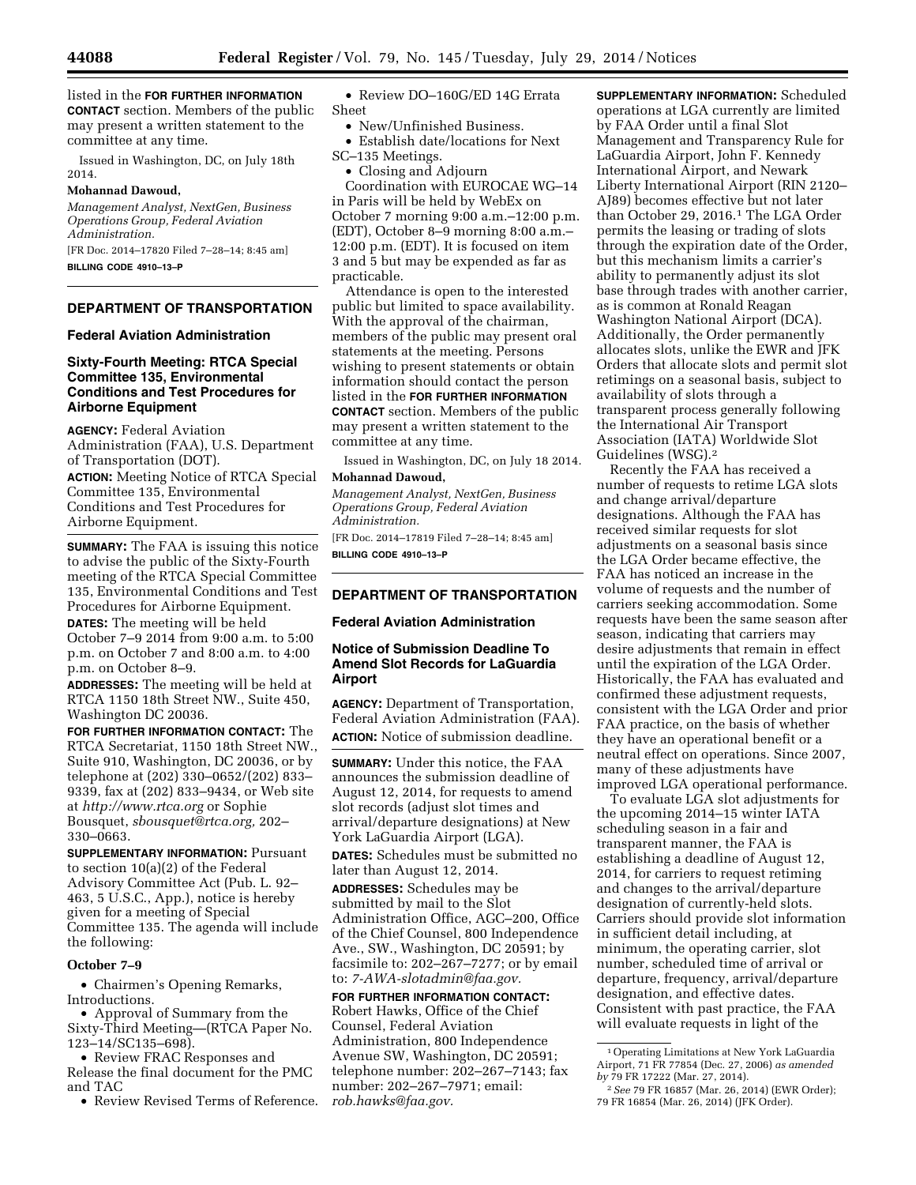listed in the **FOR FURTHER INFORMATION CONTACT** section. Members of the public may present a written statement to the committee at any time.

Issued in Washington, DC, on July 18th 2014.

**Mohannad Dawoud,**

*Management Analyst, NextGen, Business Operations Group, Federal Aviation Administration.*

[FR Doc. 2014–17820 Filed 7–28–14; 8:45 am]

**BILLING CODE 4910–13–P**

## DEPARTMENT OF TRANSPORTATION

### Federal Aviation Administration

### Sixty-Fourth Meeting: RTCA Special Committee 135, Environmental Conditions and Test Procedures for Airborne Equipment

**AGENCY:** Federal Aviation Administration (FAA), U.S. Department of Transportation (DOT).

**ACTION:** Meeting Notice of RTCA Special Committee 135, Environmental Conditions and Test Procedures for Airborne Equipment.

**SUMMARY:** The FAA is issuing this notice to advise the public of the Sixty-Fourth meeting of the RTCA Special Committee 135, Environmental Conditions and Test Procedures for Airborne Equipment.

**DATES:** The meeting will be held October 7–9 2014 from 9:00 a.m. to 5:00 p.m. on October 7 and 8:00 a.m. to 4:00 p.m. on October 8–9.

**ADDRESSES:** The meeting will be held at RTCA 1150 18th Street NW., Suite 450, Washington DC 20036.

**FOR FURTHER INFORMATION CONTACT:** The RTCA Secretariat, 1150 18th Street NW., Suite 910, Washington, DC 20036, or by telephone at (202) 330–0652/(202) 833–9339, fax at (202) 833–9434, or Web site at *http://www.rtca.org* or Sophie Bousquet, *sbousquet@rtca.org,* 202–330–0663.

**SUPPLEMENTARY INFORMATION:** Pursuant to section 10(a)(2) of the Federal Advisory Committee Act (Pub. L. 92–463, 5 U.S.C., App.), notice is hereby given for a meeting of Special Committee 135. The agenda will include the following:

#### October 7–9

- Chairmen's Opening Remarks, Introductions.
- Approval of Summary from the Sixty-Third Meeting—(RTCA Paper No. 123–14/SC135–698).
- Review FRAC Responses and Release the final document for the PMC and TAC
- Review Revised Terms of Reference.
- Review DO–160G/ED 14G Errata Sheet
- New/Unfinished Business.
- Establish date/locations for Next SC–135 Meetings.
- Closing and Adjourn

Coordination with EUROCAE WG–14 in Paris will be held by WebEx on October 7 morning 9:00 a.m.–12:00 p.m. (EDT), October 8–9 morning 8:00 a.m.–12:00 p.m. (EDT). It is focused on item 3 and 5 but may be expended as far as practicable.

Attendance is open to the interested public but limited to space availability. With the approval of the chairman, members of the public may present oral statements at the meeting. Persons wishing to present statements or obtain information should contact the person listed in the **FOR FURTHER INFORMATION CONTACT** section. Members of the public may present a written statement to the committee at any time.

Issued in Washington, DC, on July 18 2014.

**Mohannad Dawoud,**

*Management Analyst, NextGen, Business Operations Group, Federal Aviation Administration.*

[FR Doc. 2014–17819 Filed 7–28–14; 8:45 am]

**BILLING CODE 4910–13–P**

## DEPARTMENT OF TRANSPORTATION

### Federal Aviation Administration

### Notice of Submission Deadline To Amend Slot Records for LaGuardia Airport

**AGENCY:** Department of Transportation, Federal Aviation Administration (FAA).

**ACTION:** Notice of submission deadline.

**SUMMARY:** Under this notice, the FAA announces the submission deadline of August 12, 2014, for requests to amend slot records (adjust slot times and arrival/departure designations) at New York LaGuardia Airport (LGA).

**DATES:** Schedules must be submitted no later than August 12, 2014.

**ADDRESSES:** Schedules may be submitted by mail to the Slot Administration Office, AGC–200, Office of the Chief Counsel, 800 Independence Ave., SW., Washington, DC 20591; by facsimile to: 202–267–7277; or by email to: *7-AWA-slotadmin@faa.gov.*

**FOR FURTHER INFORMATION CONTACT:** Robert Hawks, Office of the Chief Counsel, Federal Aviation Administration, 800 Independence Avenue SW, Washington, DC 20591; telephone number: 202–267–7143; fax number: 202–267–7971; email: *rob.hawks@faa.gov.*

**SUPPLEMENTARY INFORMATION:** Scheduled operations at LGA currently are limited by FAA Order until a final Slot Management and Transparency Rule for LaGuardia Airport, John F. Kennedy International Airport, and Newark Liberty International Airport (RIN 2120–AJ89) becomes effective but not later than October 29, 2016.[1] The LGA Order permits the leasing or trading of slots through the expiration date of the Order, but this mechanism limits a carrier's ability to permanently adjust its slot base through trades with another carrier, as is common at Ronald Reagan Washington National Airport (DCA). Additionally, the Order permanently allocates slots, unlike the EWR and JFK Orders that allocate slots and permit slot retimings on a seasonal basis, subject to availability of slots through a transparent process generally following the International Air Transport Association (IATA) Worldwide Slot Guidelines (WSG).[2]

Recently the FAA has received a number of requests to retime LGA slots and change arrival/departure designations. Although the FAA has received similar requests for slot adjustments on a seasonal basis since the LGA Order became effective, the FAA has noticed an increase in the volume of requests and the number of carriers seeking accommodation. Some requests have been the same season after season, indicating that carriers may desire adjustments that remain in effect until the expiration of the LGA Order. Historically, the FAA has evaluated and confirmed these adjustment requests, consistent with the LGA Order and prior FAA practice, on the basis of whether they have an operational benefit or a neutral effect on operations. Since 2007, many of these adjustments have improved LGA operational performance.

To evaluate LGA slot adjustments for the upcoming 2014–15 winter IATA scheduling season in a fair and transparent manner, the FAA is establishing a deadline of August 12, 2014, for carriers to request retiming and changes to the arrival/departure designation of currently-held slots. Carriers should provide slot information in sufficient detail including, at minimum, the operating carrier, slot number, scheduled time of arrival or departure, frequency, arrival/departure designation, and effective dates. Consistent with past practice, the FAA will evaluate requests in light of the

[1] Operating Limitations at New York LaGuardia Airport, 71 FR 77854 (Dec. 27, 2006) *as amended by* 79 FR 17222 (Mar. 27, 2014).

[2] *See* 79 FR 16857 (Mar. 26, 2014) (EWR Order); 79 FR 16854 (Mar. 26, 2014) (JFK Order).